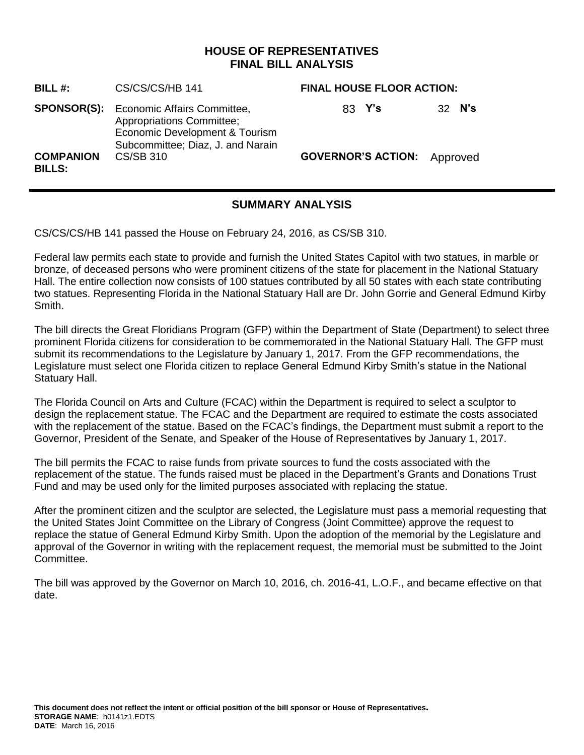# HOUSE OF REPRESENTATIVES
# FINAL BILL ANALYSIS

| | | | |
|---|---|---|---|
| **BILL #:** | CS/CS/CS/HB 141 | **FINAL HOUSE FLOOR ACTION:** | |
| **SPONSOR(S):** | Economic Affairs Committee, Appropriations Committee; Economic Development & Tourism Subcommittee; Diaz, J. and Narain | 83 **Y's** | 32 **N's** |
| **COMPANION BILLS:** | CS/SB 310 | **GOVERNOR'S ACTION:** | Approved |

## SUMMARY ANALYSIS

CS/CS/CS/HB 141 passed the House on February 24, 2016, as CS/SB 310.

Federal law permits each state to provide and furnish the United States Capitol with two statues, in marble or bronze, of deceased persons who were prominent citizens of the state for placement in the National Statuary Hall. The entire collection now consists of 100 statues contributed by all 50 states with each state contributing two statues. Representing Florida in the National Statuary Hall are Dr. John Gorrie and General Edmund Kirby Smith.

The bill directs the Great Floridians Program (GFP) within the Department of State (Department) to select three prominent Florida citizens for consideration to be commemorated in the National Statuary Hall. The GFP must submit its recommendations to the Legislature by January 1, 2017. From the GFP recommendations, the Legislature must select one Florida citizen to replace General Edmund Kirby Smith's statue in the National Statuary Hall.

The Florida Council on Arts and Culture (FCAC) within the Department is required to select a sculptor to design the replacement statue. The FCAC and the Department are required to estimate the costs associated with the replacement of the statue. Based on the FCAC's findings, the Department must submit a report to the Governor, President of the Senate, and Speaker of the House of Representatives by January 1, 2017.

The bill permits the FCAC to raise funds from private sources to fund the costs associated with the replacement of the statue. The funds raised must be placed in the Department's Grants and Donations Trust Fund and may be used only for the limited purposes associated with replacing the statue.

After the prominent citizen and the sculptor are selected, the Legislature must pass a memorial requesting that the United States Joint Committee on the Library of Congress (Joint Committee) approve the request to replace the statue of General Edmund Kirby Smith. Upon the adoption of the memorial by the Legislature and approval of the Governor in writing with the replacement request, the memorial must be submitted to the Joint Committee.

The bill was approved by the Governor on March 10, 2016, ch. 2016-41, L.O.F., and became effective on that date.

**This document does not reflect the intent or official position of the bill sponsor or House of Representatives.**
**STORAGE NAME**: h0141z1.EDTS
**DATE**: March 16, 2016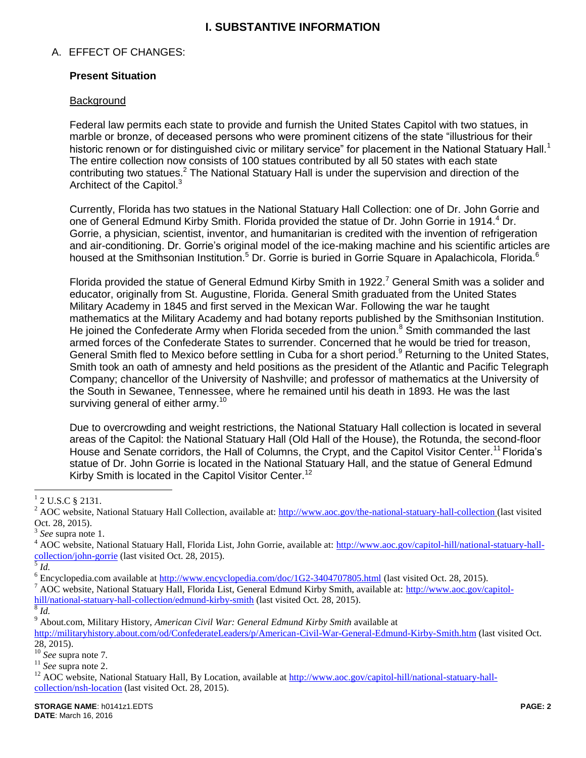# I. SUBSTANTIVE INFORMATION

## A. EFFECT OF CHANGES:

### Present Situation

Background

Federal law permits each state to provide and furnish the United States Capitol with two statues, in marble or bronze, of deceased persons who were prominent citizens of the state "illustrious for their historic renown or for distinguished civic or military service" for placement in the National Statuary Hall.[1] The entire collection now consists of 100 statues contributed by all 50 states with each state contributing two statues.[2] The National Statuary Hall is under the supervision and direction of the Architect of the Capitol.[3]

Currently, Florida has two statues in the National Statuary Hall Collection: one of Dr. John Gorrie and one of General Edmund Kirby Smith. Florida provided the statue of Dr. John Gorrie in 1914.[4] Dr. Gorrie, a physician, scientist, inventor, and humanitarian is credited with the invention of refrigeration and air-conditioning. Dr. Gorrie's original model of the ice-making machine and his scientific articles are housed at the Smithsonian Institution.[5] Dr. Gorrie is buried in Gorrie Square in Apalachicola, Florida.[6]

Florida provided the statue of General Edmund Kirby Smith in 1922.[7] General Smith was a solider and educator, originally from St. Augustine, Florida. General Smith graduated from the United States Military Academy in 1845 and first served in the Mexican War. Following the war he taught mathematics at the Military Academy and had botany reports published by the Smithsonian Institution. He joined the Confederate Army when Florida seceded from the union.[8] Smith commanded the last armed forces of the Confederate States to surrender. Concerned that he would be tried for treason, General Smith fled to Mexico before settling in Cuba for a short period.[9] Returning to the United States, Smith took an oath of amnesty and held positions as the president of the Atlantic and Pacific Telegraph Company; chancellor of the University of Nashville; and professor of mathematics at the University of the South in Sewanee, Tennessee, where he remained until his death in 1893. He was the last surviving general of either army.[10]

Due to overcrowding and weight restrictions, the National Statuary Hall collection is located in several areas of the Capitol: the National Statuary Hall (Old Hall of the House), the Rotunda, the second-floor House and Senate corridors, the Hall of Columns, the Crypt, and the Capitol Visitor Center.[11] Florida's statue of Dr. John Gorrie is located in the National Statuary Hall, and the statue of General Edmund Kirby Smith is located in the Capitol Visitor Center.[12]

---

[1] 2 U.S.C § 2131.

[2] AOC website, National Statuary Hall Collection, available at: http://www.aoc.gov/the-national-statuary-hall-collection (last visited Oct. 28, 2015).

[3] *See* supra note 1.

[4] AOC website, National Statuary Hall, Florida List, John Gorrie, available at: http://www.aoc.gov/capitol-hill/national-statuary-hall-collection/john-gorrie (last visited Oct. 28, 2015).

[5] *Id.*

[6] Encyclopedia.com available at http://www.encyclopedia.com/doc/1G2-3404707805.html (last visited Oct. 28, 2015).

[7] AOC website, National Statuary Hall, Florida List, General Edmund Kirby Smith, available at: http://www.aoc.gov/capitol-hill/national-statuary-hall-collection/edmund-kirby-smith (last visited Oct. 28, 2015).

[8] *Id.*

[9] About.com, Military History, *American Civil War: General Edmund Kirby Smith* available at http://militaryhistory.about.com/od/ConfederateLeaders/p/American-Civil-War-General-Edmund-Kirby-Smith.htm (last visited Oct. 28, 2015).

[10] *See* supra note 7.

[11] *See* supra note 2.

[12] AOC website, National Statuary Hall, By Location, available at http://www.aoc.gov/capitol-hill/national-statuary-hall-collection/nsh-location (last visited Oct. 28, 2015).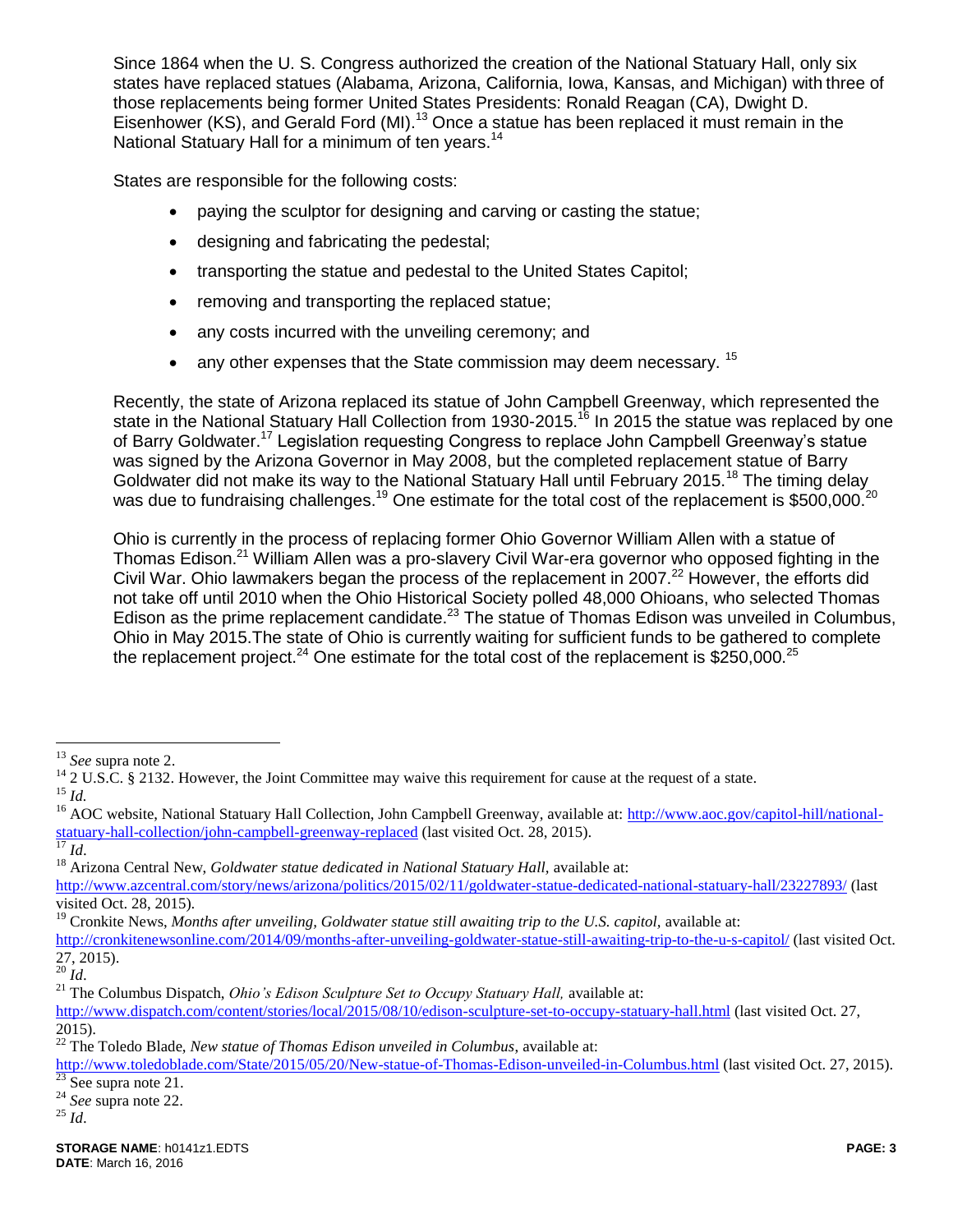Since 1864 when the U. S. Congress authorized the creation of the National Statuary Hall, only six states have replaced statues (Alabama, Arizona, California, Iowa, Kansas, and Michigan) with three of those replacements being former United States Presidents: Ronald Reagan (CA), Dwight D. Eisenhower (KS), and Gerald Ford (MI).[13] Once a statue has been replaced it must remain in the National Statuary Hall for a minimum of ten years.[14]

States are responsible for the following costs:

- paying the sculptor for designing and carving or casting the statue;
- designing and fabricating the pedestal;
- transporting the statue and pedestal to the United States Capitol;
- removing and transporting the replaced statue;
- any costs incurred with the unveiling ceremony; and
- any other expenses that the State commission may deem necessary. [15]

Recently, the state of Arizona replaced its statue of John Campbell Greenway, which represented the state in the National Statuary Hall Collection from 1930-2015.[16] In 2015 the statue was replaced by one of Barry Goldwater.[17] Legislation requesting Congress to replace John Campbell Greenway's statue was signed by the Arizona Governor in May 2008, but the completed replacement statue of Barry Goldwater did not make its way to the National Statuary Hall until February 2015.[18] The timing delay was due to fundraising challenges.[19] One estimate for the total cost of the replacement is $500,000.[20]

Ohio is currently in the process of replacing former Ohio Governor William Allen with a statue of Thomas Edison.[21] William Allen was a pro-slavery Civil War-era governor who opposed fighting in the Civil War. Ohio lawmakers began the process of the replacement in 2007.[22] However, the efforts did not take off until 2010 when the Ohio Historical Society polled 48,000 Ohioans, who selected Thomas Edison as the prime replacement candidate.[23] The statue of Thomas Edison was unveiled in Columbus, Ohio in May 2015.The state of Ohio is currently waiting for sufficient funds to be gathered to complete the replacement project.[24] One estimate for the total cost of the replacement is $250,000.[25]

---

[13] *See* supra note 2.

[14] 2 U.S.C. § 2132. However, the Joint Committee may waive this requirement for cause at the request of a state.

[15] *Id.*

[16] AOC website, National Statuary Hall Collection, John Campbell Greenway, available at: http://www.aoc.gov/capitol-hill/national-statuary-hall-collection/john-campbell-greenway-replaced (last visited Oct. 28, 2015).

[17] *Id*.

[18] Arizona Central New, *Goldwater statue dedicated in National Statuary Hall,* available at: http://www.azcentral.com/story/news/arizona/politics/2015/02/11/goldwater-statue-dedicated-national-statuary-hall/23227893/ (last visited Oct. 28, 2015).

[19] Cronkite News, *Months after unveiling, Goldwater statue still awaiting trip to the U.S. capitol,* available at: http://cronkitenewsonline.com/2014/09/months-after-unveiling-goldwater-statue-still-awaiting-trip-to-the-u-s-capitol/ (last visited Oct. 27, 2015).

[20] *Id*.

[21] The Columbus Dispatch, *Ohio's Edison Sculpture Set to Occupy Statuary Hall,* available at: http://www.dispatch.com/content/stories/local/2015/08/10/edison-sculpture-set-to-occupy-statuary-hall.html (last visited Oct. 27, 2015).

[22] The Toledo Blade, *New statue of Thomas Edison unveiled in Columbus*, available at: http://www.toledoblade.com/State/2015/05/20/New-statue-of-Thomas-Edison-unveiled-in-Columbus.html (last visited Oct. 27, 2015).

[23] See supra note 21.

[24] *See* supra note 22.

[25] *Id*.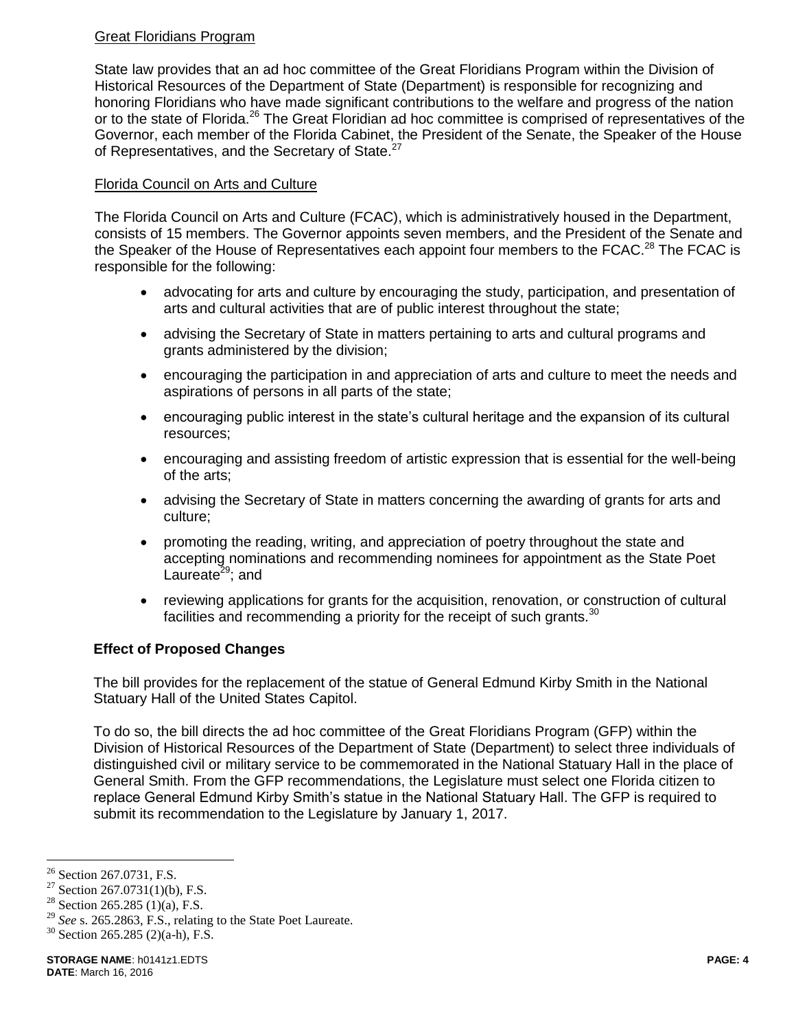Great Floridians Program

State law provides that an ad hoc committee of the Great Floridians Program within the Division of Historical Resources of the Department of State (Department) is responsible for recognizing and honoring Floridians who have made significant contributions to the welfare and progress of the nation or to the state of Florida.[26] The Great Floridian ad hoc committee is comprised of representatives of the Governor, each member of the Florida Cabinet, the President of the Senate, the Speaker of the House of Representatives, and the Secretary of State.[27]

Florida Council on Arts and Culture

The Florida Council on Arts and Culture (FCAC), which is administratively housed in the Department, consists of 15 members. The Governor appoints seven members, and the President of the Senate and the Speaker of the House of Representatives each appoint four members to the FCAC.[28] The FCAC is responsible for the following:

- advocating for arts and culture by encouraging the study, participation, and presentation of arts and cultural activities that are of public interest throughout the state;
- advising the Secretary of State in matters pertaining to arts and cultural programs and grants administered by the division;
- encouraging the participation in and appreciation of arts and culture to meet the needs and aspirations of persons in all parts of the state;
- encouraging public interest in the state's cultural heritage and the expansion of its cultural resources;
- encouraging and assisting freedom of artistic expression that is essential for the well-being of the arts;
- advising the Secretary of State in matters concerning the awarding of grants for arts and culture;
- promoting the reading, writing, and appreciation of poetry throughout the state and accepting nominations and recommending nominees for appointment as the State Poet Laureate[29]; and
- reviewing applications for grants for the acquisition, renovation, or construction of cultural facilities and recommending a priority for the receipt of such grants.[30]

**Effect of Proposed Changes**

The bill provides for the replacement of the statue of General Edmund Kirby Smith in the National Statuary Hall of the United States Capitol.

To do so, the bill directs the ad hoc committee of the Great Floridians Program (GFP) within the Division of Historical Resources of the Department of State (Department) to select three individuals of distinguished civil or military service to be commemorated in the National Statuary Hall in the place of General Smith. From the GFP recommendations, the Legislature must select one Florida citizen to replace General Edmund Kirby Smith's statue in the National Statuary Hall. The GFP is required to submit its recommendation to the Legislature by January 1, 2017.

---

[26] Section 267.0731, F.S.

[27] Section 267.0731(1)(b), F.S.

[28] Section 265.285 (1)(a), F.S.

[29] *See* s. 265.2863, F.S., relating to the State Poet Laureate.

[30] Section 265.285 (2)(a-h), F.S.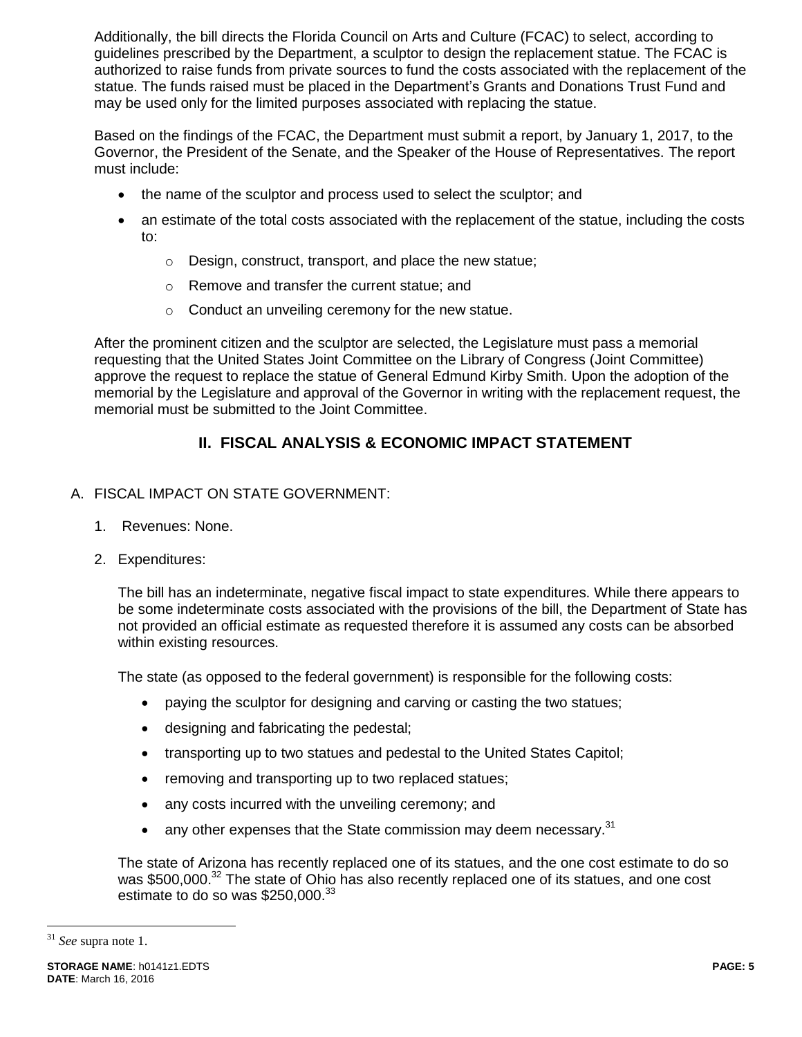Additionally, the bill directs the Florida Council on Arts and Culture (FCAC) to select, according to guidelines prescribed by the Department, a sculptor to design the replacement statue. The FCAC is authorized to raise funds from private sources to fund the costs associated with the replacement of the statue. The funds raised must be placed in the Department's Grants and Donations Trust Fund and may be used only for the limited purposes associated with replacing the statue.

Based on the findings of the FCAC, the Department must submit a report, by January 1, 2017, to the Governor, the President of the Senate, and the Speaker of the House of Representatives. The report must include:

- the name of the sculptor and process used to select the sculptor; and
- an estimate of the total costs associated with the replacement of the statue, including the costs to:
  - Design, construct, transport, and place the new statue;
  - Remove and transfer the current statue; and
  - Conduct an unveiling ceremony for the new statue.

After the prominent citizen and the sculptor are selected, the Legislature must pass a memorial requesting that the United States Joint Committee on the Library of Congress (Joint Committee) approve the request to replace the statue of General Edmund Kirby Smith. Upon the adoption of the memorial by the Legislature and approval of the Governor in writing with the replacement request, the memorial must be submitted to the Joint Committee.

## II. FISCAL ANALYSIS & ECONOMIC IMPACT STATEMENT

A. FISCAL IMPACT ON STATE GOVERNMENT:

1. Revenues: None.

2. Expenditures:

   The bill has an indeterminate, negative fiscal impact to state expenditures. While there appears to be some indeterminate costs associated with the provisions of the bill, the Department of State has not provided an official estimate as requested therefore it is assumed any costs can be absorbed within existing resources.

   The state (as opposed to the federal government) is responsible for the following costs:

   - paying the sculptor for designing and carving or casting the two statues;
   - designing and fabricating the pedestal;
   - transporting up to two statues and pedestal to the United States Capitol;
   - removing and transporting up to two replaced statues;
   - any costs incurred with the unveiling ceremony; and
   - any other expenses that the State commission may deem necessary.[31]

   The state of Arizona has recently replaced one of its statues, and the one cost estimate to do so was $500,000.[32] The state of Ohio has also recently replaced one of its statues, and one cost estimate to do so was $250,000.[33]

---

[31] *See* supra note 1.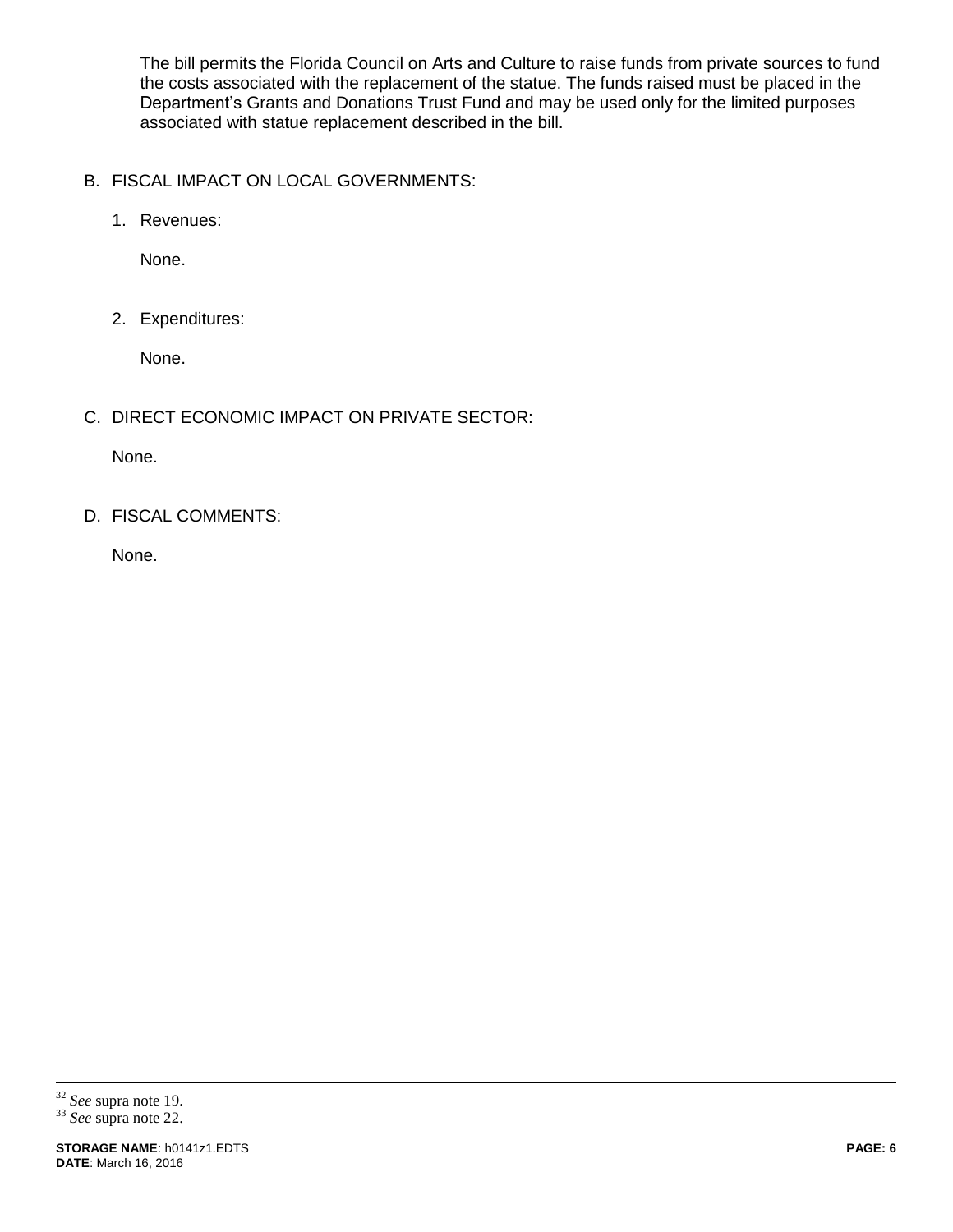The bill permits the Florida Council on Arts and Culture to raise funds from private sources to fund the costs associated with the replacement of the statue. The funds raised must be placed in the Department's Grants and Donations Trust Fund and may be used only for the limited purposes associated with statue replacement described in the bill.

B. FISCAL IMPACT ON LOCAL GOVERNMENTS:

1. Revenues:

   None.

2. Expenditures:

   None.

C. DIRECT ECONOMIC IMPACT ON PRIVATE SECTOR:

None.

D. FISCAL COMMENTS:

None.

---

[32] *See* supra note 19.
[33] *See* supra note 22.